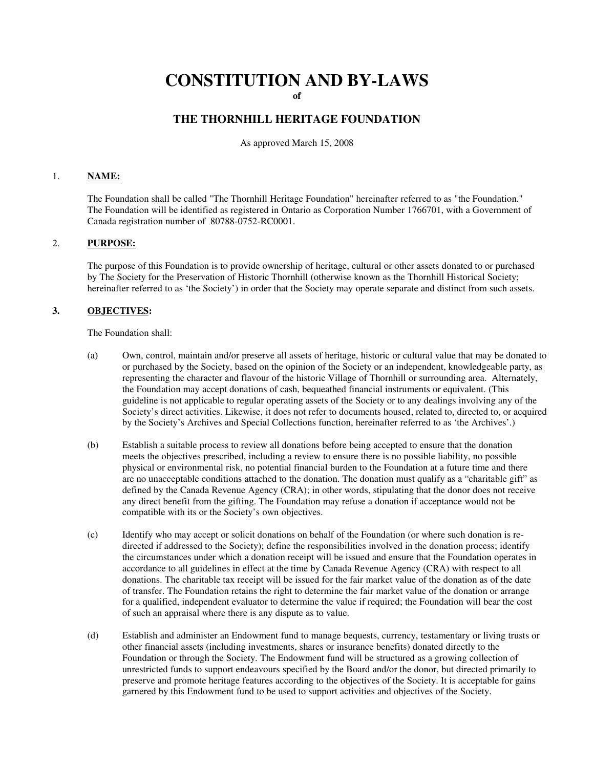# CONSTITUTION AND BY-LAWS

**of**

## THE THORNHILL HERITAGE FOUNDATION

As approved March 15, 2008

1. **NAME:**

The Foundation shall be called "The Thornhill Heritage Foundation" hereinafter referred to as "the Foundation." The Foundation will be identified as registered in Ontario as Corporation Number 1766701, with a Government of Canada registration number of 80788-0752-RC0001.

2. **PURPOSE:**

The purpose of this Foundation is to provide ownership of heritage, cultural or other assets donated to or purchased by The Society for the Preservation of Historic Thornhill (otherwise known as the Thornhill Historical Society; hereinafter referred to as 'the Society') in order that the Society may operate separate and distinct from such assets.

**3. OBJECTIVES:**

The Foundation shall:

(a) Own, control, maintain and/or preserve all assets of heritage, historic or cultural value that may be donated to or purchased by the Society, based on the opinion of the Society or an independent, knowledgeable party, as representing the character and flavour of the historic Village of Thornhill or surrounding area. Alternately, the Foundation may accept donations of cash, bequeathed financial instruments or equivalent. (This guideline is not applicable to regular operating assets of the Society or to any dealings involving any of the Society's direct activities. Likewise, it does not refer to documents housed, related to, directed to, or acquired by the Society's Archives and Special Collections function, hereinafter referred to as 'the Archives'.)

(b) Establish a suitable process to review all donations before being accepted to ensure that the donation meets the objectives prescribed, including a review to ensure there is no possible liability, no possible physical or environmental risk, no potential financial burden to the Foundation at a future time and there are no unacceptable conditions attached to the donation. The donation must qualify as a "charitable gift" as defined by the Canada Revenue Agency (CRA); in other words, stipulating that the donor does not receive any direct benefit from the gifting. The Foundation may refuse a donation if acceptance would not be compatible with its or the Society's own objectives.

(c) Identify who may accept or solicit donations on behalf of the Foundation (or where such donation is re-directed if addressed to the Society); define the responsibilities involved in the donation process; identify the circumstances under which a donation receipt will be issued and ensure that the Foundation operates in accordance to all guidelines in effect at the time by Canada Revenue Agency (CRA) with respect to all donations. The charitable tax receipt will be issued for the fair market value of the donation as of the date of transfer. The Foundation retains the right to determine the fair market value of the donation or arrange for a qualified, independent evaluator to determine the value if required; the Foundation will bear the cost of such an appraisal where there is any dispute as to value.

(d) Establish and administer an Endowment fund to manage bequests, currency, testamentary or living trusts or other financial assets (including investments, shares or insurance benefits) donated directly to the Foundation or through the Society. The Endowment fund will be structured as a growing collection of unrestricted funds to support endeavours specified by the Board and/or the donor, but directed primarily to preserve and promote heritage features according to the objectives of the Society. It is acceptable for gains garnered by this Endowment fund to be used to support activities and objectives of the Society.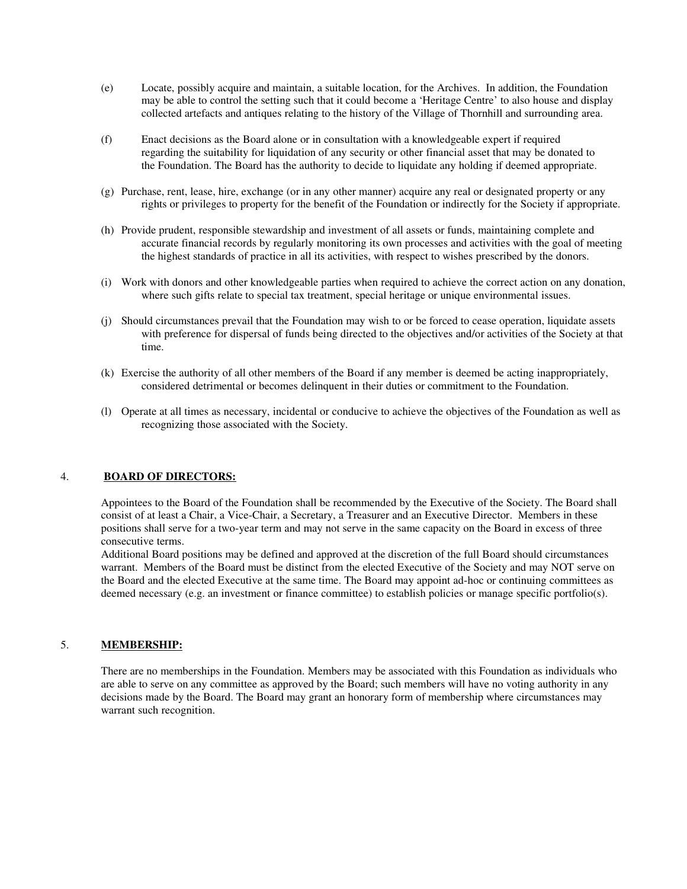(e) Locate, possibly acquire and maintain, a suitable location, for the Archives. In addition, the Foundation may be able to control the setting such that it could become a 'Heritage Centre' to also house and display collected artefacts and antiques relating to the history of the Village of Thornhill and surrounding area.

(f) Enact decisions as the Board alone or in consultation with a knowledgeable expert if required regarding the suitability for liquidation of any security or other financial asset that may be donated to the Foundation. The Board has the authority to decide to liquidate any holding if deemed appropriate.

(g) Purchase, rent, lease, hire, exchange (or in any other manner) acquire any real or designated property or any rights or privileges to property for the benefit of the Foundation or indirectly for the Society if appropriate.

(h) Provide prudent, responsible stewardship and investment of all assets or funds, maintaining complete and accurate financial records by regularly monitoring its own processes and activities with the goal of meeting the highest standards of practice in all its activities, with respect to wishes prescribed by the donors.

(i) Work with donors and other knowledgeable parties when required to achieve the correct action on any donation, where such gifts relate to special tax treatment, special heritage or unique environmental issues.

(j) Should circumstances prevail that the Foundation may wish to or be forced to cease operation, liquidate assets with preference for dispersal of funds being directed to the objectives and/or activities of the Society at that time.

(k) Exercise the authority of all other members of the Board if any member is deemed be acting inappropriately, considered detrimental or becomes delinquent in their duties or commitment to the Foundation.

(l) Operate at all times as necessary, incidental or conducive to achieve the objectives of the Foundation as well as recognizing those associated with the Society.

## 4. **BOARD OF DIRECTORS:**

Appointees to the Board of the Foundation shall be recommended by the Executive of the Society. The Board shall consist of at least a Chair, a Vice-Chair, a Secretary, a Treasurer and an Executive Director. Members in these positions shall serve for a two-year term and may not serve in the same capacity on the Board in excess of three consecutive terms.

Additional Board positions may be defined and approved at the discretion of the full Board should circumstances warrant. Members of the Board must be distinct from the elected Executive of the Society and may NOT serve on the Board and the elected Executive at the same time. The Board may appoint ad-hoc or continuing committees as deemed necessary (e.g. an investment or finance committee) to establish policies or manage specific portfolio(s).

## 5. **MEMBERSHIP:**

There are no memberships in the Foundation. Members may be associated with this Foundation as individuals who are able to serve on any committee as approved by the Board; such members will have no voting authority in any decisions made by the Board. The Board may grant an honorary form of membership where circumstances may warrant such recognition.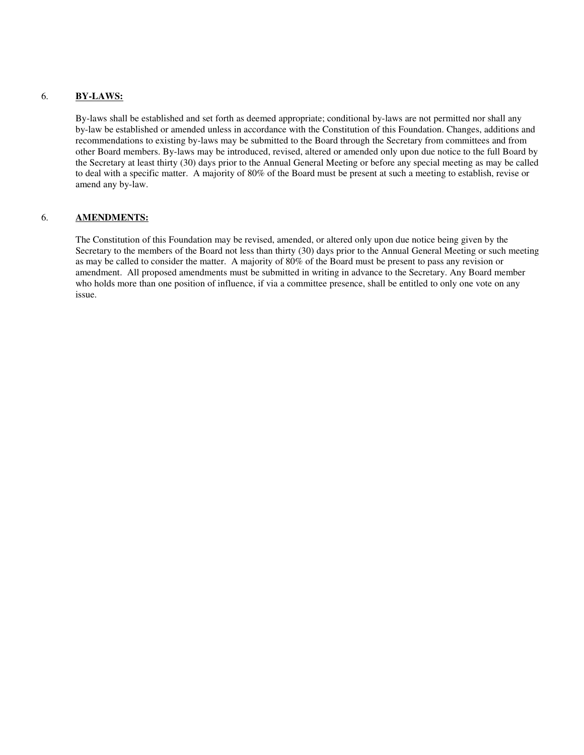6. **BY-LAWS:**

By-laws shall be established and set forth as deemed appropriate; conditional by-laws are not permitted nor shall any by-law be established or amended unless in accordance with the Constitution of this Foundation. Changes, additions and recommendations to existing by-laws may be submitted to the Board through the Secretary from committees and from other Board members. By-laws may be introduced, revised, altered or amended only upon due notice to the full Board by the Secretary at least thirty (30) days prior to the Annual General Meeting or before any special meeting as may be called to deal with a specific matter. A majority of 80% of the Board must be present at such a meeting to establish, revise or amend any by-law.

6. **AMENDMENTS:**

The Constitution of this Foundation may be revised, amended, or altered only upon due notice being given by the Secretary to the members of the Board not less than thirty (30) days prior to the Annual General Meeting or such meeting as may be called to consider the matter. A majority of 80% of the Board must be present to pass any revision or amendment. All proposed amendments must be submitted in writing in advance to the Secretary. Any Board member who holds more than one position of influence, if via a committee presence, shall be entitled to only one vote on any issue.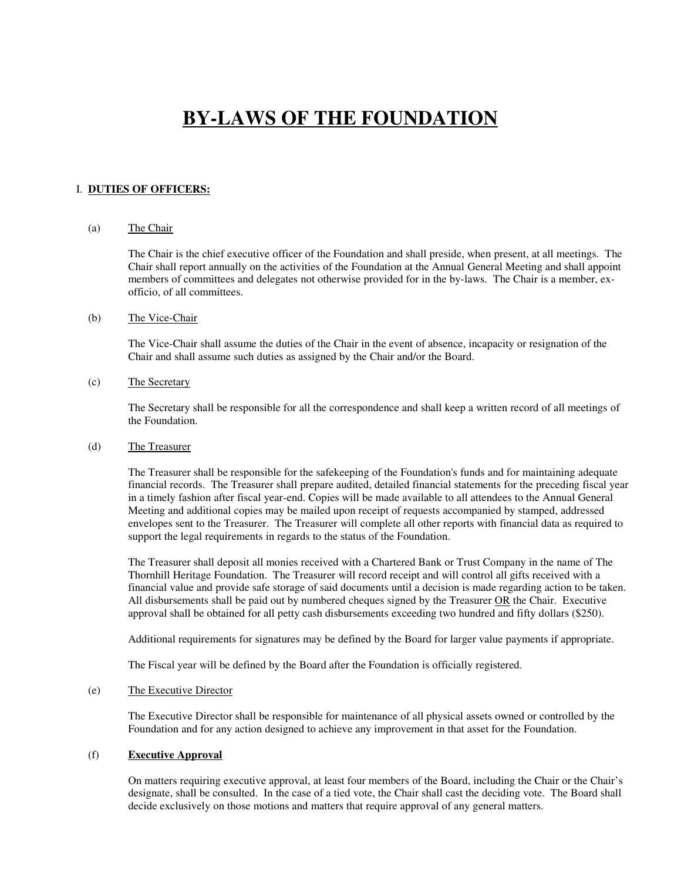# BY-LAWS OF THE FOUNDATION

## I. DUTIES OF OFFICERS:

(a) The Chair

The Chair is the chief executive officer of the Foundation and shall preside, when present, at all meetings. The Chair shall report annually on the activities of the Foundation at the Annual General Meeting and shall appoint members of committees and delegates not otherwise provided for in the by-laws. The Chair is a member, ex-officio, of all committees.

(b) The Vice-Chair

The Vice-Chair shall assume the duties of the Chair in the event of absence, incapacity or resignation of the Chair and shall assume such duties as assigned by the Chair and/or the Board.

(c) The Secretary

The Secretary shall be responsible for all the correspondence and shall keep a written record of all meetings of the Foundation.

(d) The Treasurer

The Treasurer shall be responsible for the safekeeping of the Foundation's funds and for maintaining adequate financial records. The Treasurer shall prepare audited, detailed financial statements for the preceding fiscal year in a timely fashion after fiscal year-end. Copies will be made available to all attendees to the Annual General Meeting and additional copies may be mailed upon receipt of requests accompanied by stamped, addressed envelopes sent to the Treasurer. The Treasurer will complete all other reports with financial data as required to support the legal requirements in regards to the status of the Foundation.

The Treasurer shall deposit all monies received with a Chartered Bank or Trust Company in the name of The Thornhill Heritage Foundation. The Treasurer will record receipt and will control all gifts received with a financial value and provide safe storage of said documents until a decision is made regarding action to be taken. All disbursements shall be paid out by numbered cheques signed by the Treasurer OR the Chair. Executive approval shall be obtained for all petty cash disbursements exceeding two hundred and fifty dollars ($250).

Additional requirements for signatures may be defined by the Board for larger value payments if appropriate.

The Fiscal year will be defined by the Board after the Foundation is officially registered.

(e) The Executive Director

The Executive Director shall be responsible for maintenance of all physical assets owned or controlled by the Foundation and for any action designed to achieve any improvement in that asset for the Foundation.

(f) **Executive Approval**

On matters requiring executive approval, at least four members of the Board, including the Chair or the Chair's designate, shall be consulted. In the case of a tied vote, the Chair shall cast the deciding vote. The Board shall decide exclusively on those motions and matters that require approval of any general matters.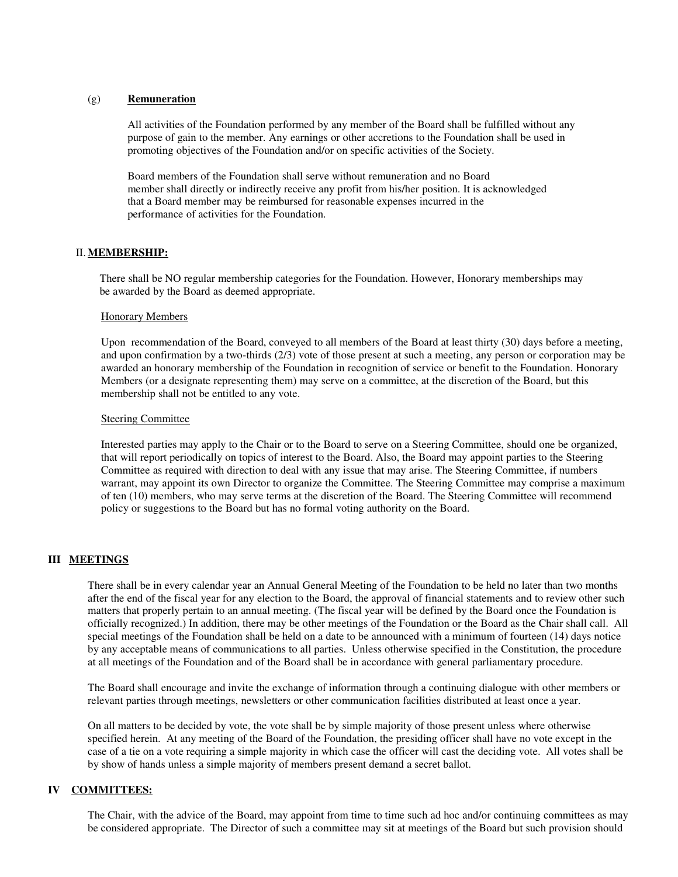(g) **Remuneration**

All activities of the Foundation performed by any member of the Board shall be fulfilled without any purpose of gain to the member. Any earnings or other accretions to the Foundation shall be used in promoting objectives of the Foundation and/or on specific activities of the Society.

Board members of the Foundation shall serve without remuneration and no Board member shall directly or indirectly receive any profit from his/her position. It is acknowledged that a Board member may be reimbursed for reasonable expenses incurred in the performance of activities for the Foundation.

## II. MEMBERSHIP:

There shall be NO regular membership categories for the Foundation. However, Honorary memberships may be awarded by the Board as deemed appropriate.

Honorary Members

Upon recommendation of the Board, conveyed to all members of the Board at least thirty (30) days before a meeting, and upon confirmation by a two-thirds (2/3) vote of those present at such a meeting, any person or corporation may be awarded an honorary membership of the Foundation in recognition of service or benefit to the Foundation. Honorary Members (or a designate representing them) may serve on a committee, at the discretion of the Board, but this membership shall not be entitled to any vote.

Steering Committee

Interested parties may apply to the Chair or to the Board to serve on a Steering Committee, should one be organized, that will report periodically on topics of interest to the Board. Also, the Board may appoint parties to the Steering Committee as required with direction to deal with any issue that may arise. The Steering Committee, if numbers warrant, may appoint its own Director to organize the Committee. The Steering Committee may comprise a maximum of ten (10) members, who may serve terms at the discretion of the Board. The Steering Committee will recommend policy or suggestions to the Board but has no formal voting authority on the Board.

## III MEETINGS

There shall be in every calendar year an Annual General Meeting of the Foundation to be held no later than two months after the end of the fiscal year for any election to the Board, the approval of financial statements and to review other such matters that properly pertain to an annual meeting. (The fiscal year will be defined by the Board once the Foundation is officially recognized.) In addition, there may be other meetings of the Foundation or the Board as the Chair shall call. All special meetings of the Foundation shall be held on a date to be announced with a minimum of fourteen (14) days notice by any acceptable means of communications to all parties. Unless otherwise specified in the Constitution, the procedure at all meetings of the Foundation and of the Board shall be in accordance with general parliamentary procedure.

The Board shall encourage and invite the exchange of information through a continuing dialogue with other members or relevant parties through meetings, newsletters or other communication facilities distributed at least once a year.

On all matters to be decided by vote, the vote shall be by simple majority of those present unless where otherwise specified herein. At any meeting of the Board of the Foundation, the presiding officer shall have no vote except in the case of a tie on a vote requiring a simple majority in which case the officer will cast the deciding vote. All votes shall be by show of hands unless a simple majority of members present demand a secret ballot.

## IV COMMITTEES:

The Chair, with the advice of the Board, may appoint from time to time such ad hoc and/or continuing committees as may be considered appropriate. The Director of such a committee may sit at meetings of the Board but such provision should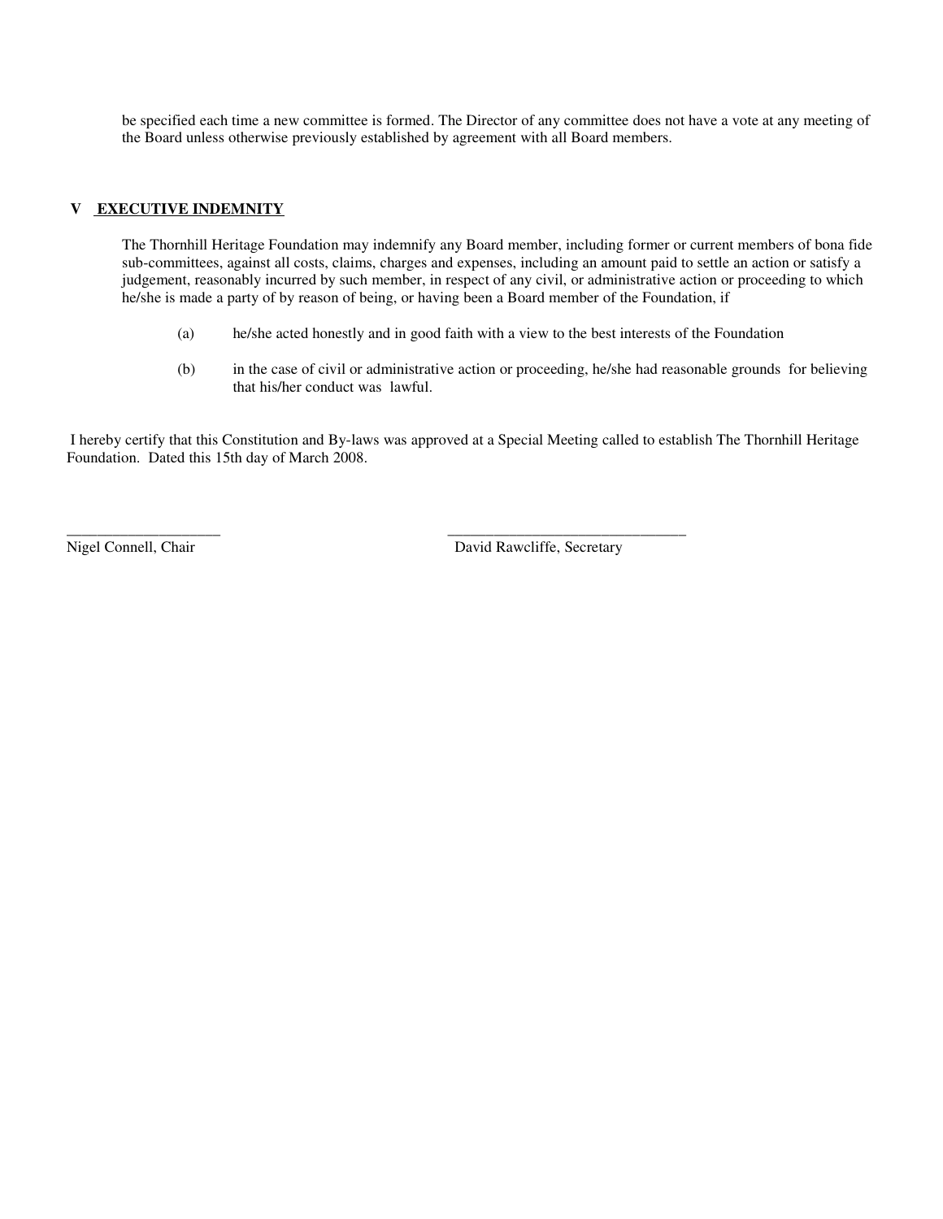be specified each time a new committee is formed. The Director of any committee does not have a vote at any meeting of the Board unless otherwise previously established by agreement with all Board members.

## V EXECUTIVE INDEMNITY

The Thornhill Heritage Foundation may indemnify any Board member, including former or current members of bona fide sub-committees, against all costs, claims, charges and expenses, including an amount paid to settle an action or satisfy a judgement, reasonably incurred by such member, in respect of any civil, or administrative action or proceeding to which he/she is made a party of by reason of being, or having been a Board member of the Foundation, if

(a) he/she acted honestly and in good faith with a view to the best interests of the Foundation

(b) in the case of civil or administrative action or proceeding, he/she had reasonable grounds for believing that his/her conduct was lawful.

I hereby certify that this Constitution and By-laws was approved at a Special Meeting called to establish The Thornhill Heritage Foundation. Dated this 15th day of March 2008.

\_\_\_\_\_\_\_\_\_\_\_\_\_\_\_\_\_\_\_\_
Nigel Connell, Chair

\_\_\_\_\_\_\_\_\_\_\_\_\_\_\_\_\_\_\_\_\_\_\_\_\_\_\_\_\_\_\_\_
David Rawcliffe, Secretary